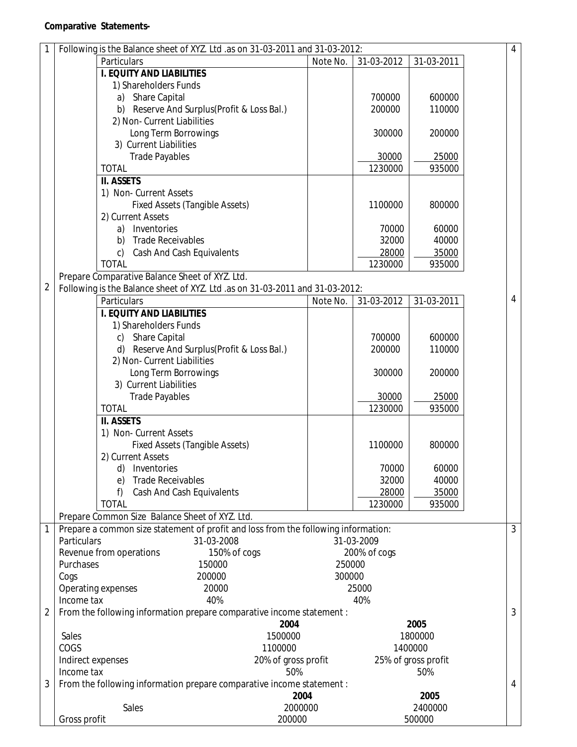**Comparative Statements-**

1 Following is the Balance sheet of XYZ. Ltd .as on 31-03-2011 and 31-03-2012: (4)

| Particulars | Note No. | 31-03-2012 | 31-03-2011 |
|---|---|---|---|
| **I. EQUITY AND LIABILITIES** | | | |
| 1) Shareholders Funds | | | |
| a) Share Capital | | 700000 | 600000 |
| b) Reserve And Surplus(Profit & Loss Bal.) | | 200000 | 110000 |
| 2) Non- Current Liabilities | | | |
| Long Term Borrowings | | 300000 | 200000 |
| 3) Current Liabilities | | | |
| Trade Payables | | 30000 | 25000 |
| TOTAL | | 1230000 | 935000 |
| **II. ASSETS** | | | |
| 1) Non- Current Assets | | | |
| Fixed Assets (Tangible Assets) | | 1100000 | 800000 |
| 2) Current Assets | | | |
| a) Inventories | | 70000 | 60000 |
| b) Trade Receivables | | 32000 | 40000 |
| c) Cash And Cash Equivalents | | 28000 | 35000 |
| TOTAL | | 1230000 | 935000 |

Prepare Comparative Balance Sheet of XYZ. Ltd.

2 Following is the Balance sheet of XYZ. Ltd .as on 31-03-2011 and 31-03-2012: (4)

| Particulars | Note No. | 31-03-2012 | 31-03-2011 |
|---|---|---|---|
| **I. EQUITY AND LIABILITIES** | | | |
| 1) Shareholders Funds | | | |
| c) Share Capital | | 700000 | 600000 |
| d) Reserve And Surplus(Profit & Loss Bal.) | | 200000 | 110000 |
| 2) Non- Current Liabilities | | | |
| Long Term Borrowings | | 300000 | 200000 |
| 3) Current Liabilities | | | |
| Trade Payables | | 30000 | 25000 |
| TOTAL | | 1230000 | 935000 |
| **II. ASSETS** | | | |
| 1) Non- Current Assets | | | |
| Fixed Assets (Tangible Assets) | | 1100000 | 800000 |
| 2) Current Assets | | | |
| d) Inventories | | 70000 | 60000 |
| e) Trade Receivables | | 32000 | 40000 |
| f) Cash And Cash Equivalents | | 28000 | 35000 |
| TOTAL | | 1230000 | 935000 |

Prepare Common Size Balance Sheet of XYZ. Ltd.

1 Prepare a common size statement of profit and loss from the following information: (3)

| Particulars | 31-03-2008 | 31-03-2009 |
|---|---|---|
| Revenue from operations | 150% of cogs | 200% of cogs |
| Purchases | 150000 | 250000 |
| Cogs | 200000 | 300000 |
| Operating expenses | 20000 | 25000 |
| Income tax | 40% | 40% |

2 From the following information prepare comparative income statement : (3)

| | 2004 | 2005 |
|---|---|---|
| Sales | 1500000 | 1800000 |
| COGS | 1100000 | 1400000 |
| Indirect expenses | 20% of gross profit | 25% of gross profit |
| Income tax | 50% | 50% |

3 From the following information prepare comparative income statement : (4)

| | 2004 | 2005 |
|---|---|---|
| Sales | 2000000 | 2400000 |
| Gross profit | 200000 | 500000 |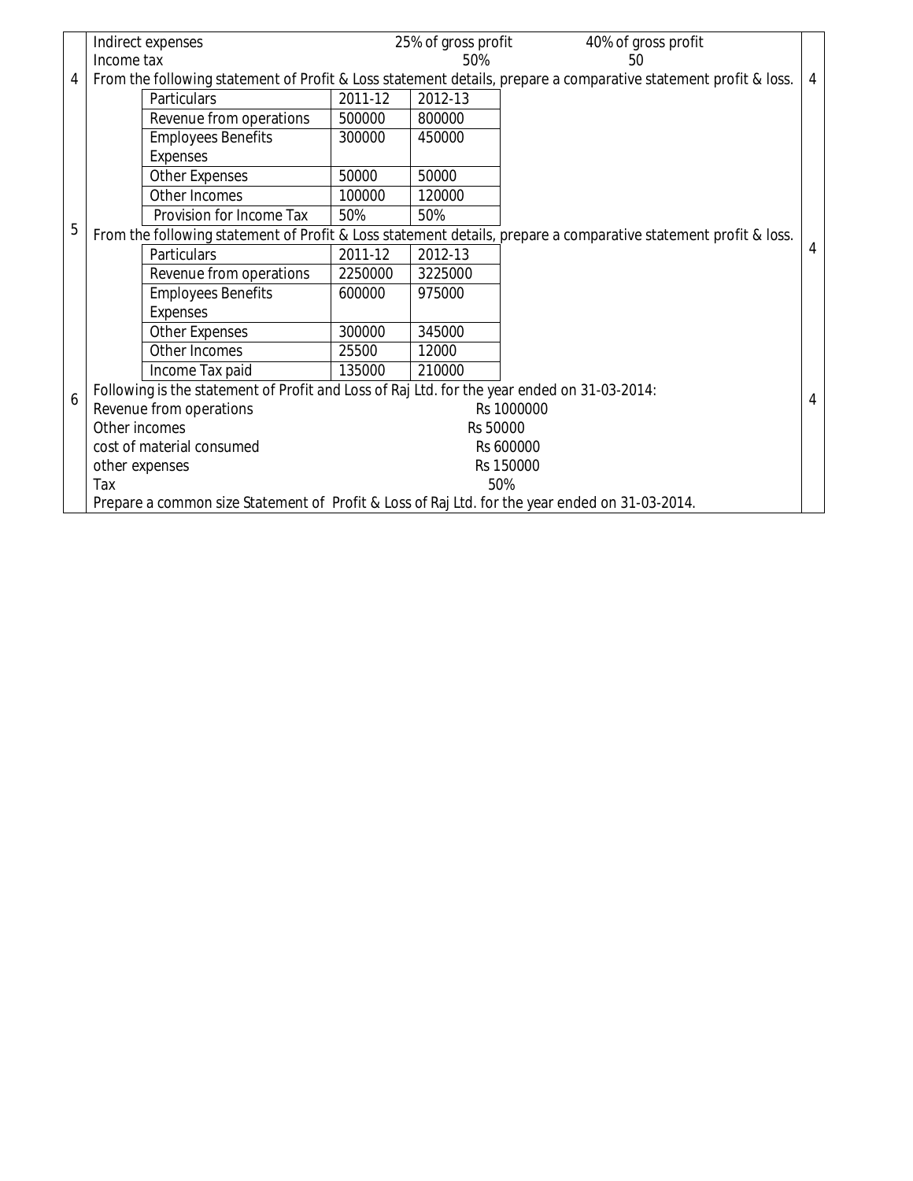| Indirect expenses | 25% of gross profit | 40% of gross profit |
|---|---|---|
| Income tax | 50% | 50 |

4 From the following statement of Profit & Loss statement details, prepare a comparative statement profit & loss. 4

| Particulars | 2011-12 | 2012-13 |
|---|---|---|
| Revenue from operations | 500000 | 800000 |
| Employees Benefits Expenses | 300000 | 450000 |
| Other Expenses | 50000 | 50000 |
| Other Incomes | 100000 | 120000 |
| Provision for Income Tax | 50% | 50% |

5 From the following statement of Profit & Loss statement details, prepare a comparative statement profit & loss. 4

| Particulars | 2011-12 | 2012-13 |
|---|---|---|
| Revenue from operations | 2250000 | 3225000 |
| Employees Benefits Expenses | 600000 | 975000 |
| Other Expenses | 300000 | 345000 |
| Other Incomes | 25500 | 12000 |
| Income Tax paid | 135000 | 210000 |

6 Following is the statement of Profit and Loss of Raj Ltd. for the year ended on 31-03-2014: 4

| | |
|---|---|
| Revenue from operations | Rs 1000000 |
| Other incomes | Rs 50000 |
| cost of material consumed | Rs 600000 |
| other expenses | Rs 150000 |
| Tax | 50% |

Prepare a common size Statement of Profit & Loss of Raj Ltd. for the year ended on 31-03-2014.